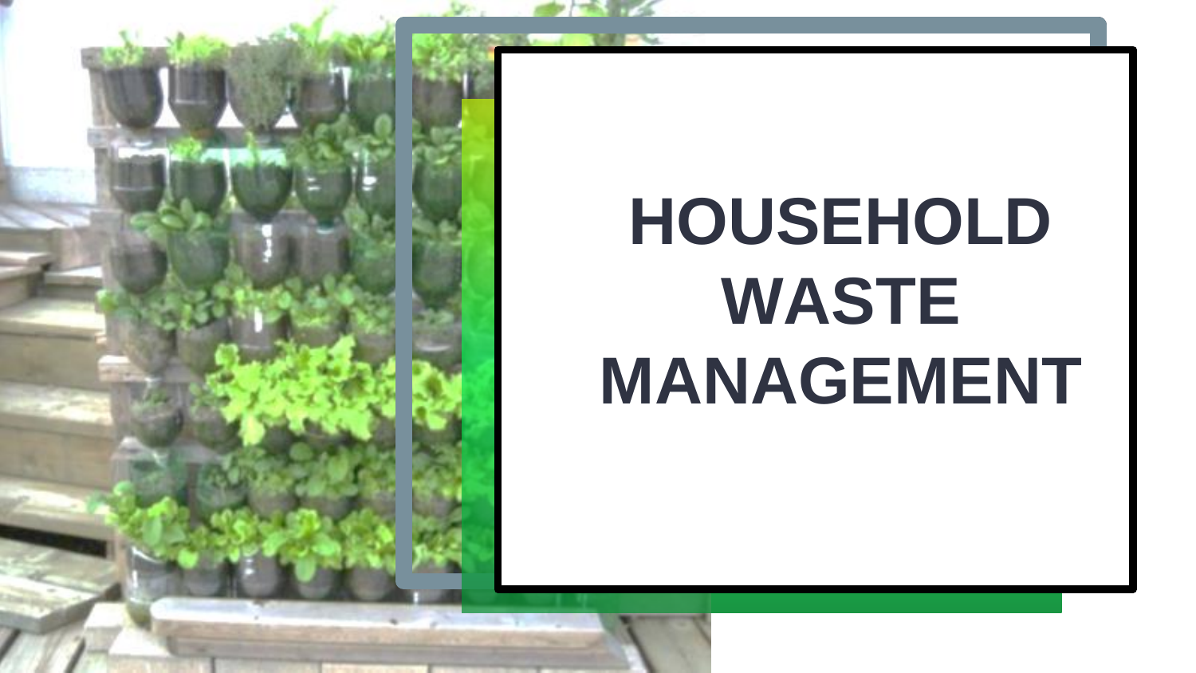# HOUSEHOLD WASTE MANAGEMENT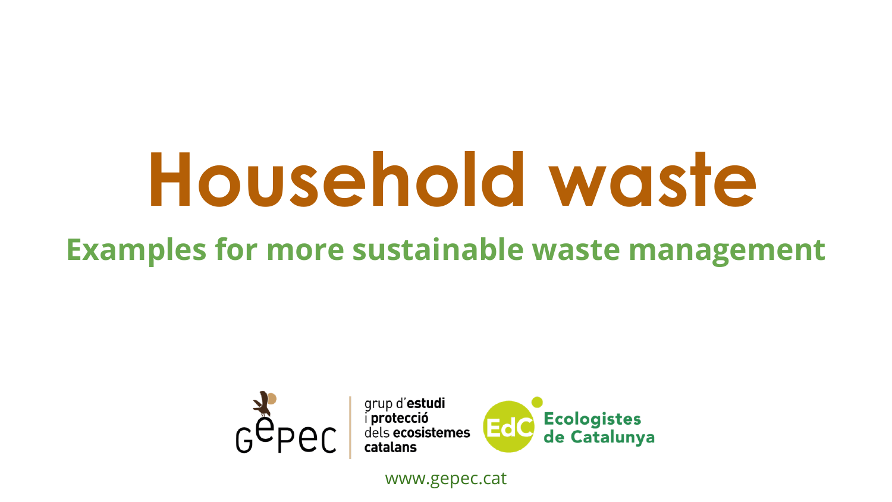# Household waste

## Examples for more sustainable waste management

gepec — grup d'estudi i protecció dels ecosistemes catalans

EdC — Ecologistes de Catalunya

www.gepec.cat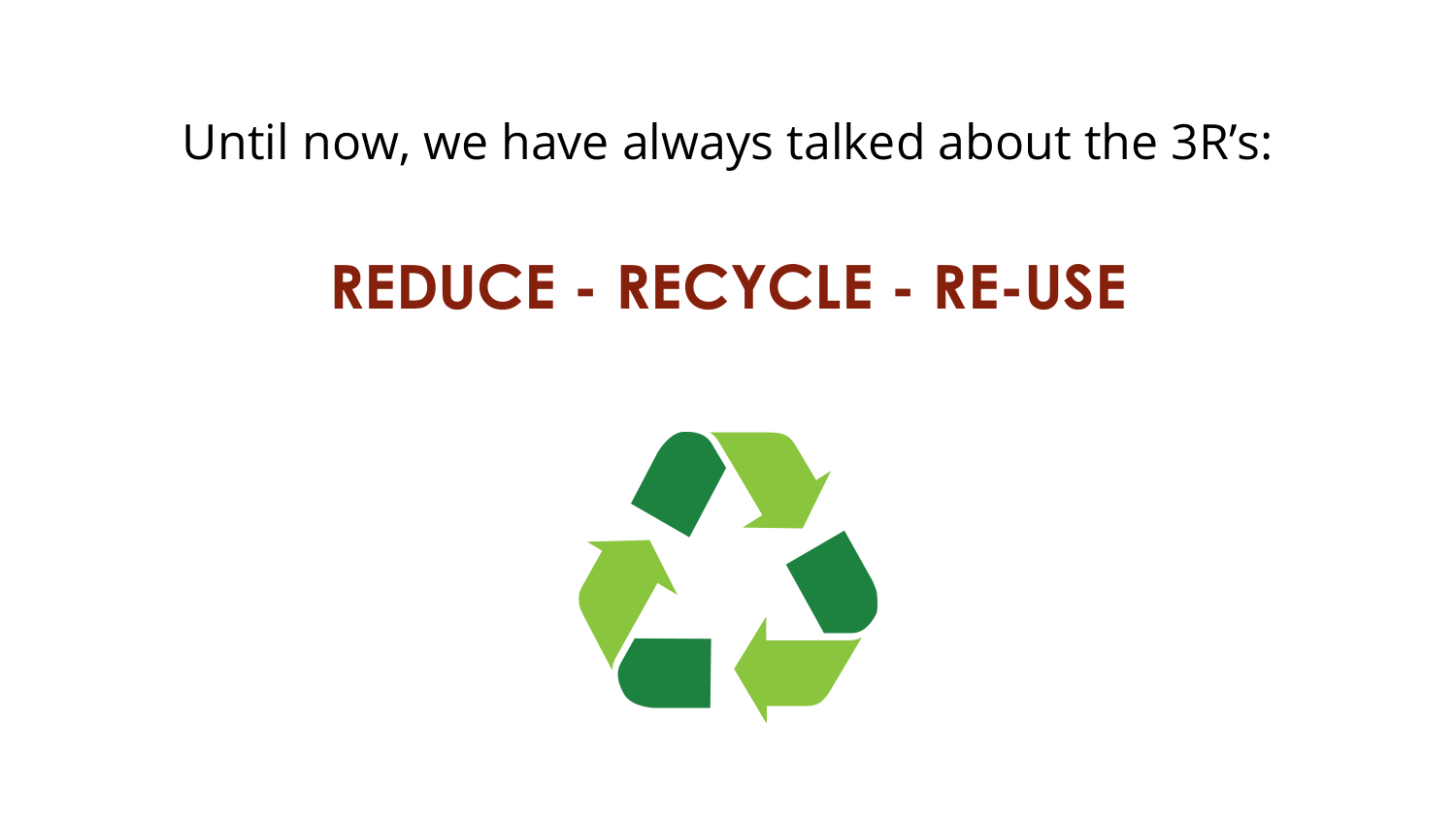Until now, we have always talked about the 3R's:

**REDUCE - RECYCLE - RE-USE**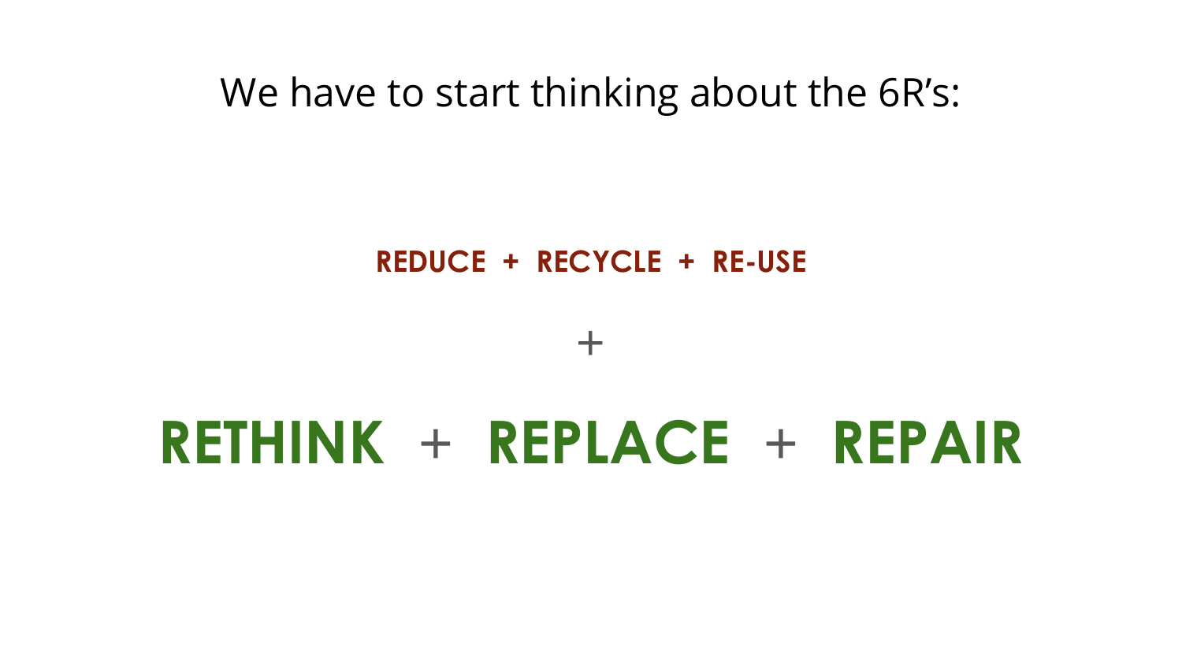We have to start thinking about the 6R's:

**REDUCE + RECYCLE + RE-USE**

+

## RETHINK + REPLACE + REPAIR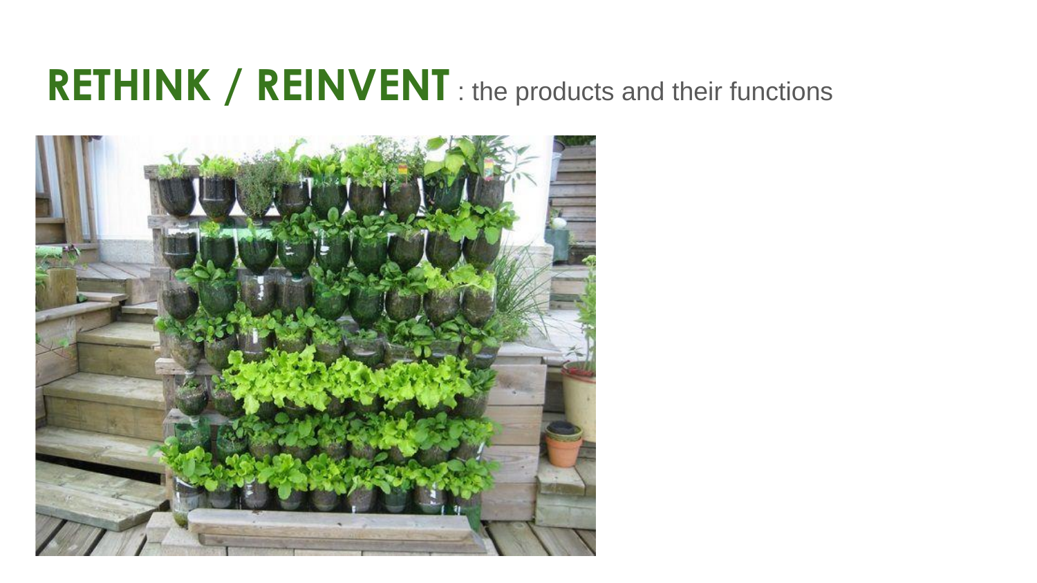# RETHINK / REINVENT : the products and their functions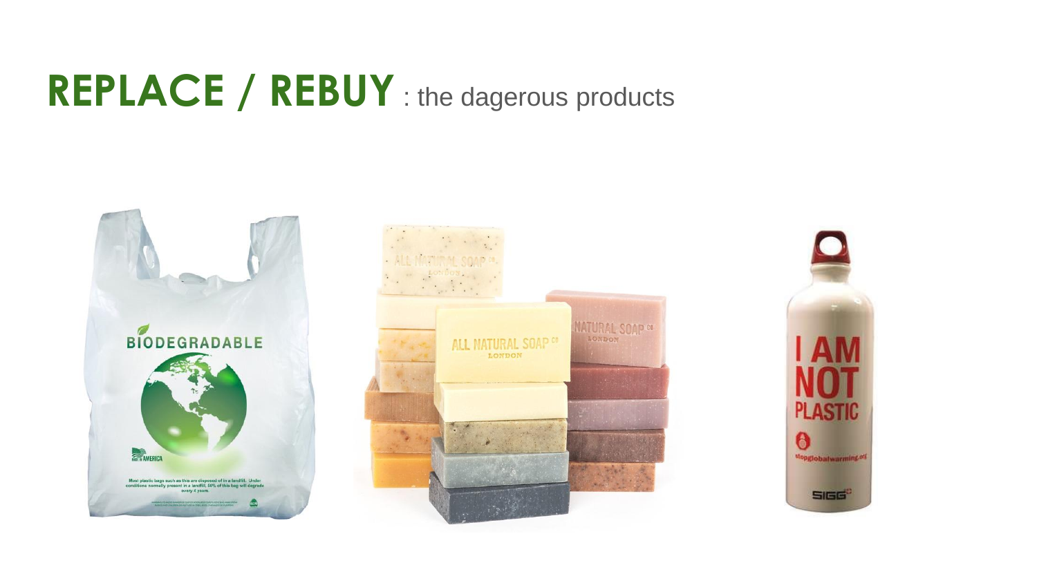# **REPLACE / REBUY** : the dagerous products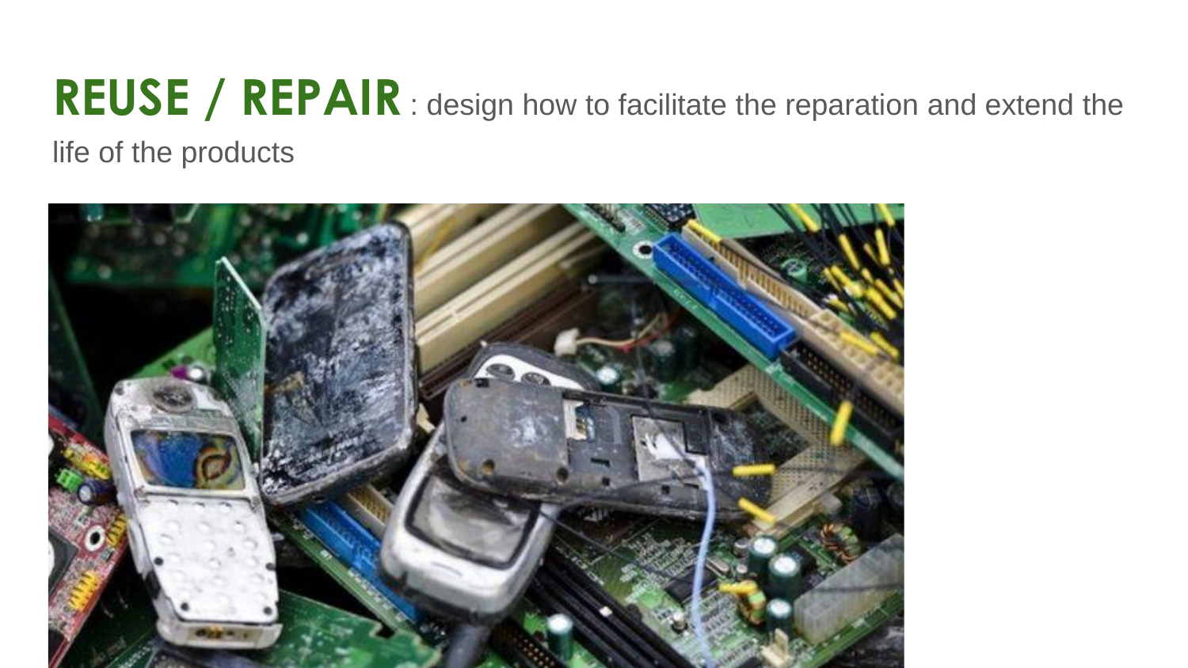**REUSE / REPAIR** : design how to facilitate the reparation and extend the life of the products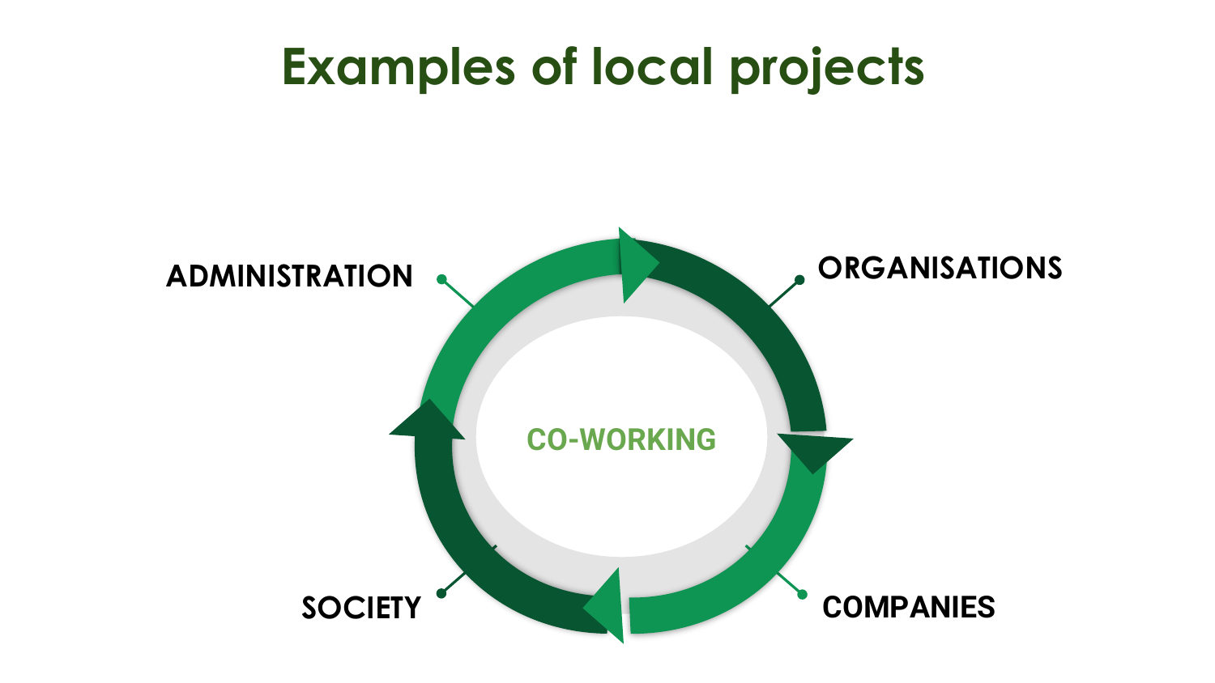# Examples of local projects

ADMINISTRATION

ORGANISATIONS

CO-WORKING

SOCIETY

COMPANIES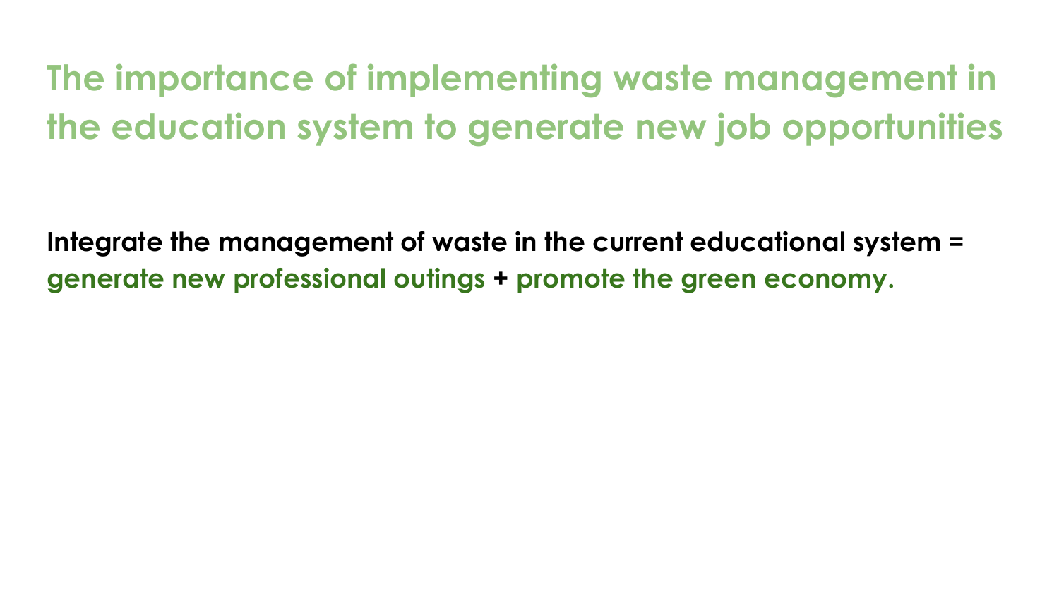# The importance of implementing waste management in the education system to generate new job opportunities

**Integrate the management of waste in the current educational system = generate new professional outings + promote the green economy.**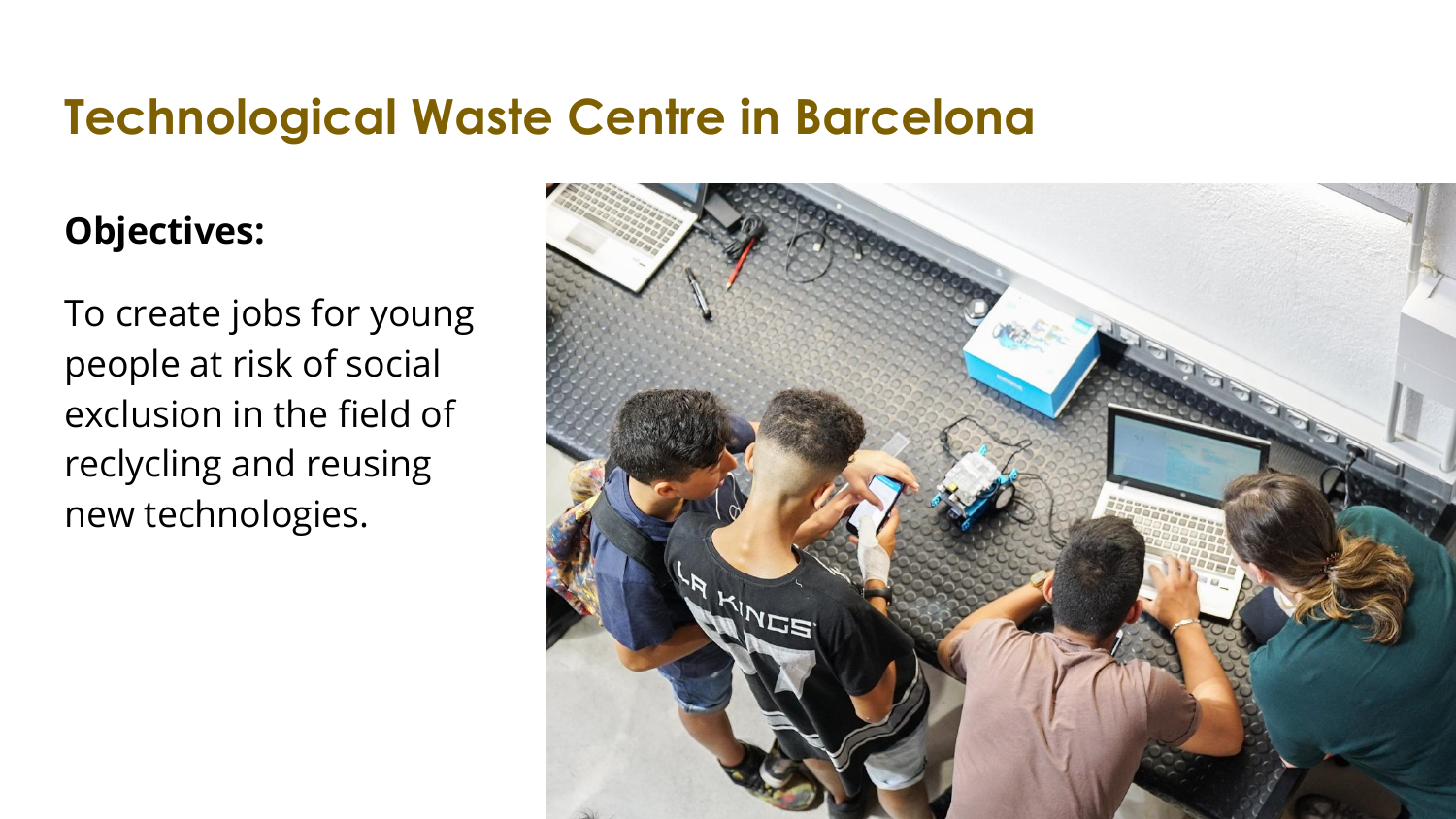# Technological Waste Centre in Barcelona

**Objectives:**

To create jobs for young people at risk of social exclusion in the field of reclycling and reusing new technologies.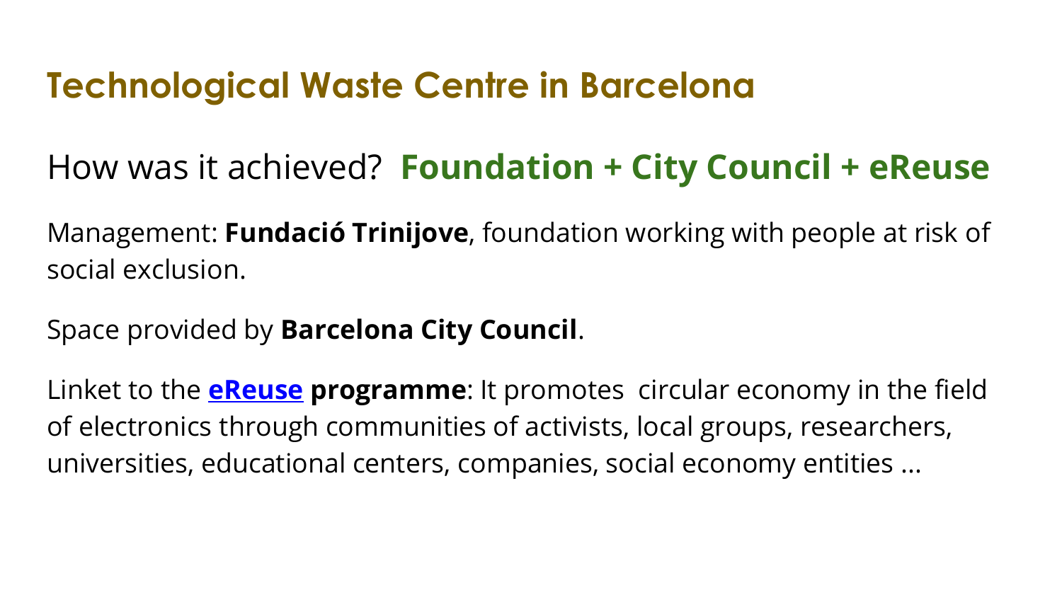# Technological Waste Centre in Barcelona

## How was it achieved? **Foundation + City Council + eReuse**

Management: **Fundació Trinijove**, foundation working with people at risk of social exclusion.

Space provided by **Barcelona City Council**.

Linket to the **eReuse programme**: It promotes circular economy in the field of electronics through communities of activists, local groups, researchers, universities, educational centers, companies, social economy entities ...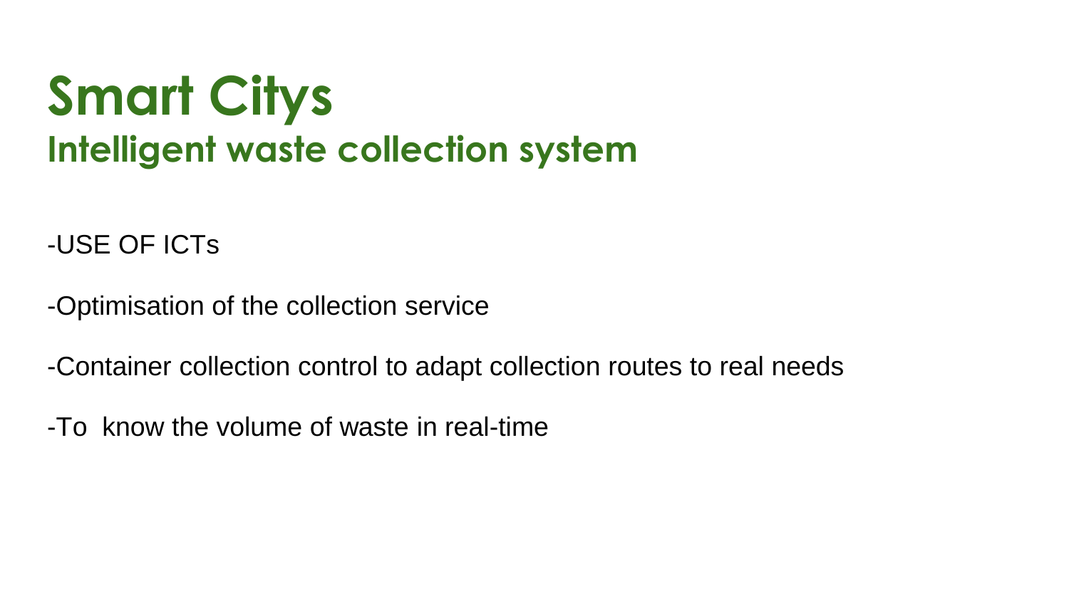# Smart Citys

## Intelligent waste collection system

-USE OF ICTs

-Optimisation of the collection service

-Container collection control to adapt collection routes to real needs

-To  know the volume of waste in real-time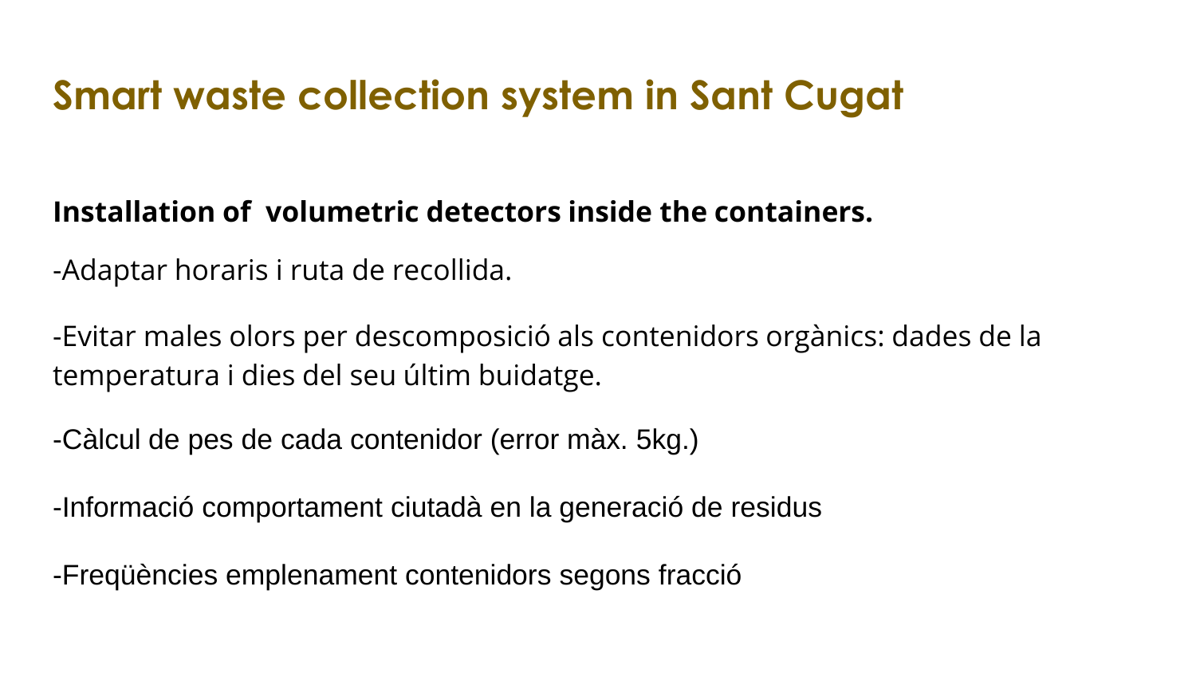# Smart waste collection system in Sant Cugat

**Installation of volumetric detectors inside the containers.**

-Adaptar horaris i ruta de recollida.

-Evitar males olors per descomposició als contenidors orgànics: dades de la temperatura i dies del seu últim buidatge.

-Càlcul de pes de cada contenidor (error màx. 5kg.)

-Informació comportament ciutadà en la generació de residus

-Freqüències emplenament contenidors segons fracció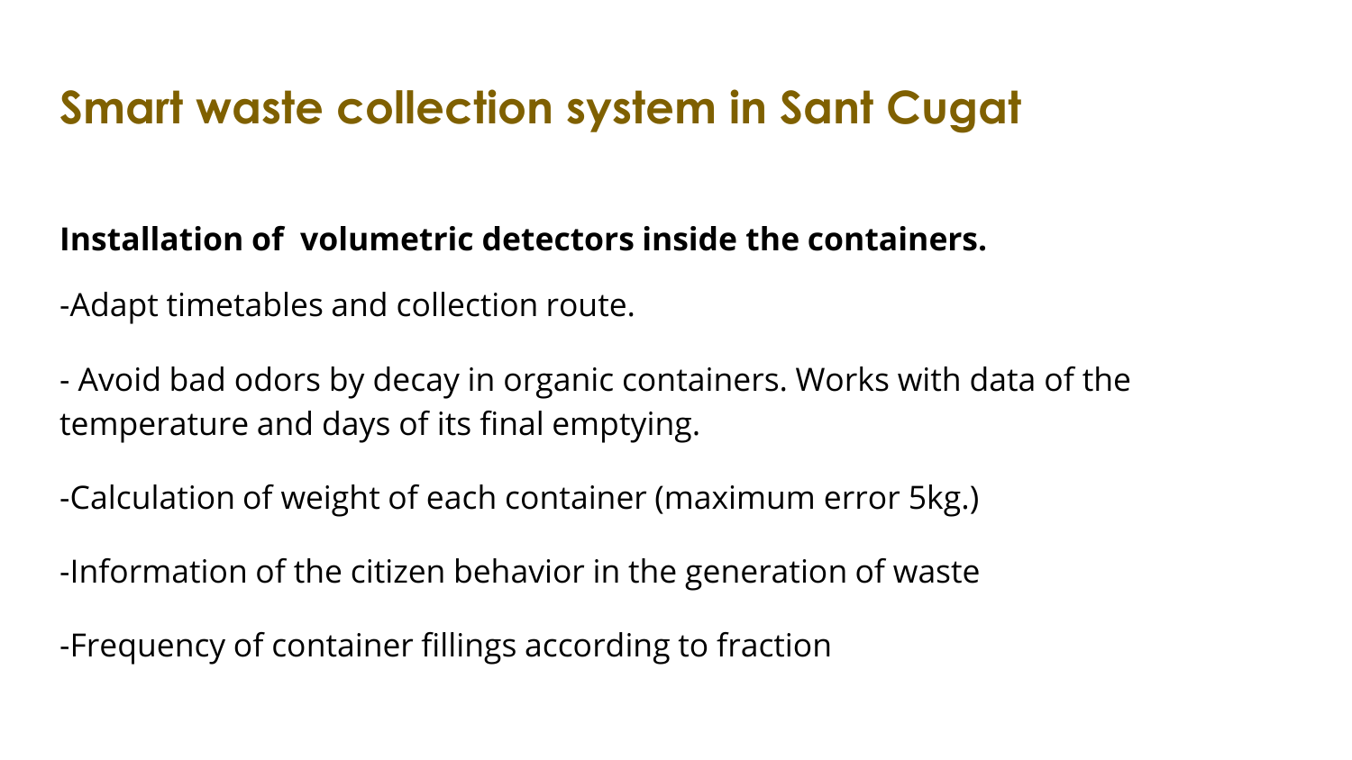# Smart waste collection system in Sant Cugat

**Installation of volumetric detectors inside the containers.**

-Adapt timetables and collection route.

- Avoid bad odors by decay in organic containers. Works with data of the temperature and days of its final emptying.

-Calculation of weight of each container (maximum error 5kg.)

-Information of the citizen behavior in the generation of waste

-Frequency of container fillings according to fraction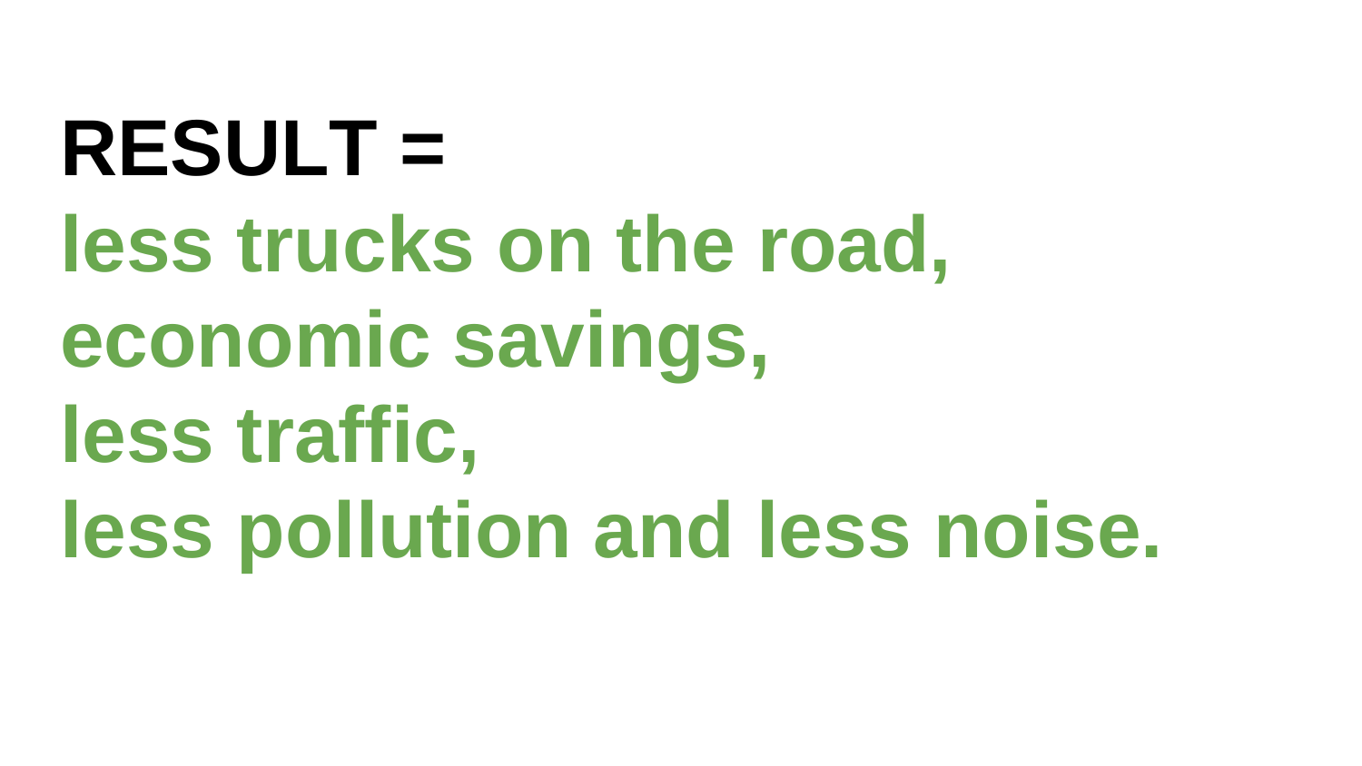**RESULT =**

**less trucks on the road,**
**economic savings,**
**less traffic,**
**less pollution and less noise.**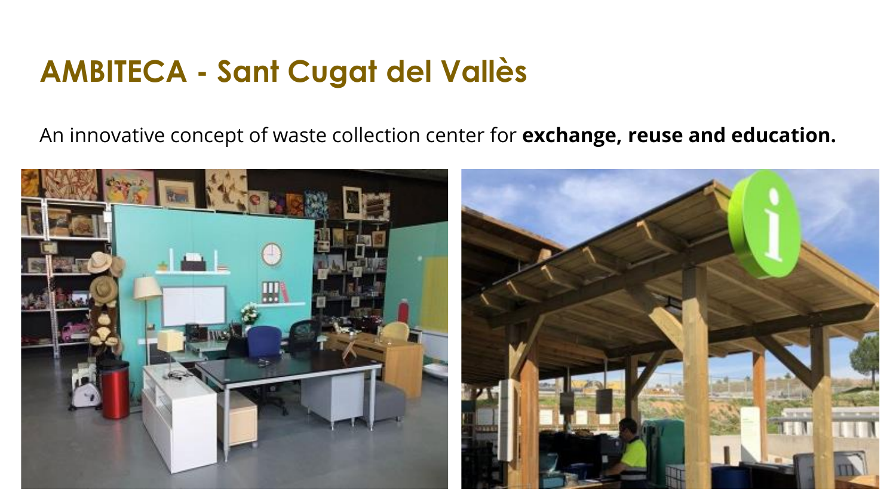# AMBITECA - Sant Cugat del Vallès

An innovative concept of waste collection center for **exchange, reuse and education.**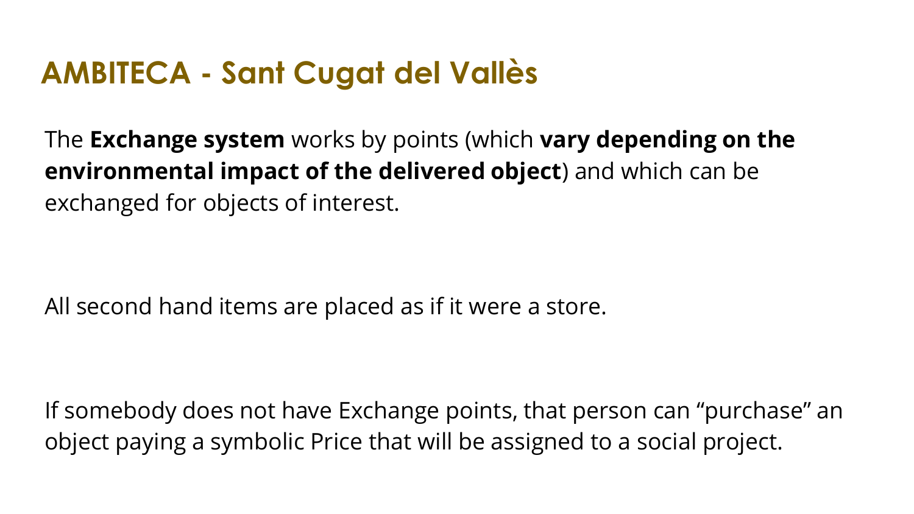# AMBITECA - Sant Cugat del Vallès

The **Exchange system** works by points (which **vary depending on the environmental impact of the delivered object**) and which can be exchanged for objects of interest.

All second hand items are placed as if it were a store.

If somebody does not have Exchange points, that person can “purchase” an object paying a symbolic Price that will be assigned to a social project.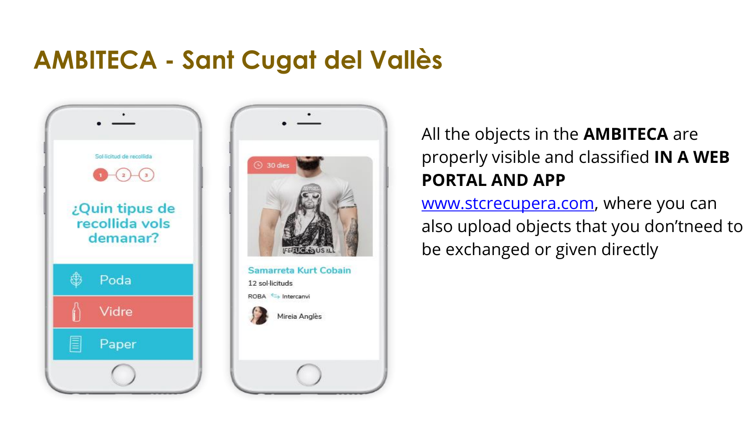# AMBITECA - Sant Cugat del Vallès

All the objects in the **AMBITECA** are properly visible and classified **IN A WEB PORTAL AND APP** www.stcrecupera.com, where you can also upload objects that you don'tneed to be exchanged or given directly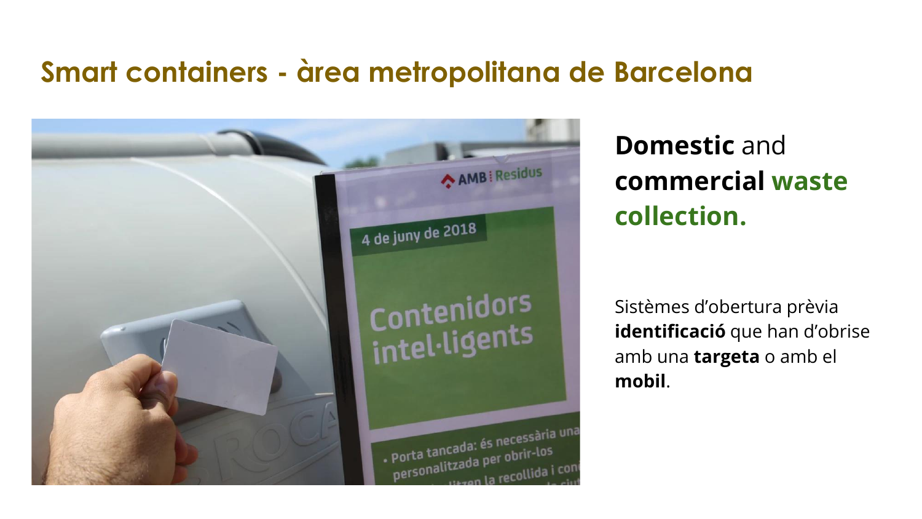# Smart containers - àrea metropolitana de Barcelona

**Domestic** and **commercial waste collection.**

Sistèmes d'obertura prèvia **identificació** que han d'obrise amb una **targeta** o amb el **mobil**.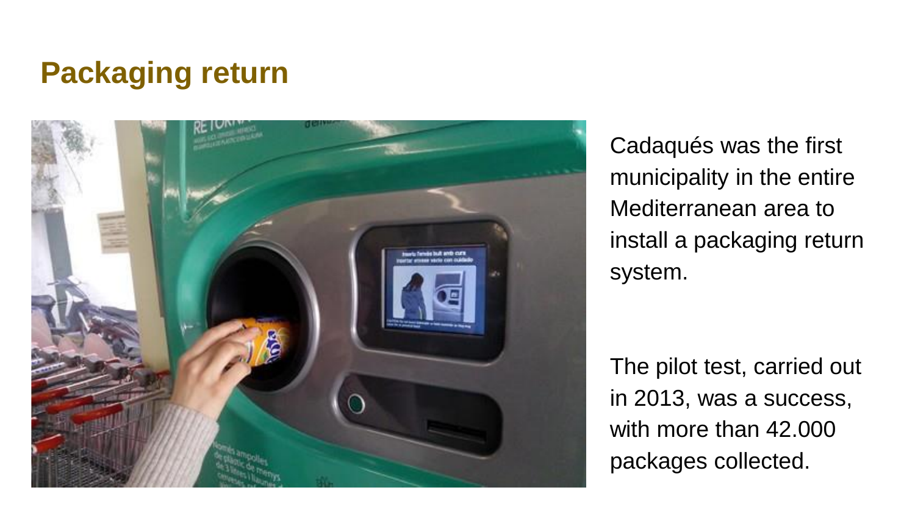# Packaging return

Cadaqués was the first municipality in the entire Mediterranean area to install a packaging return system.

The pilot test, carried out in 2013, was a success, with more than 42.000 packages collected.